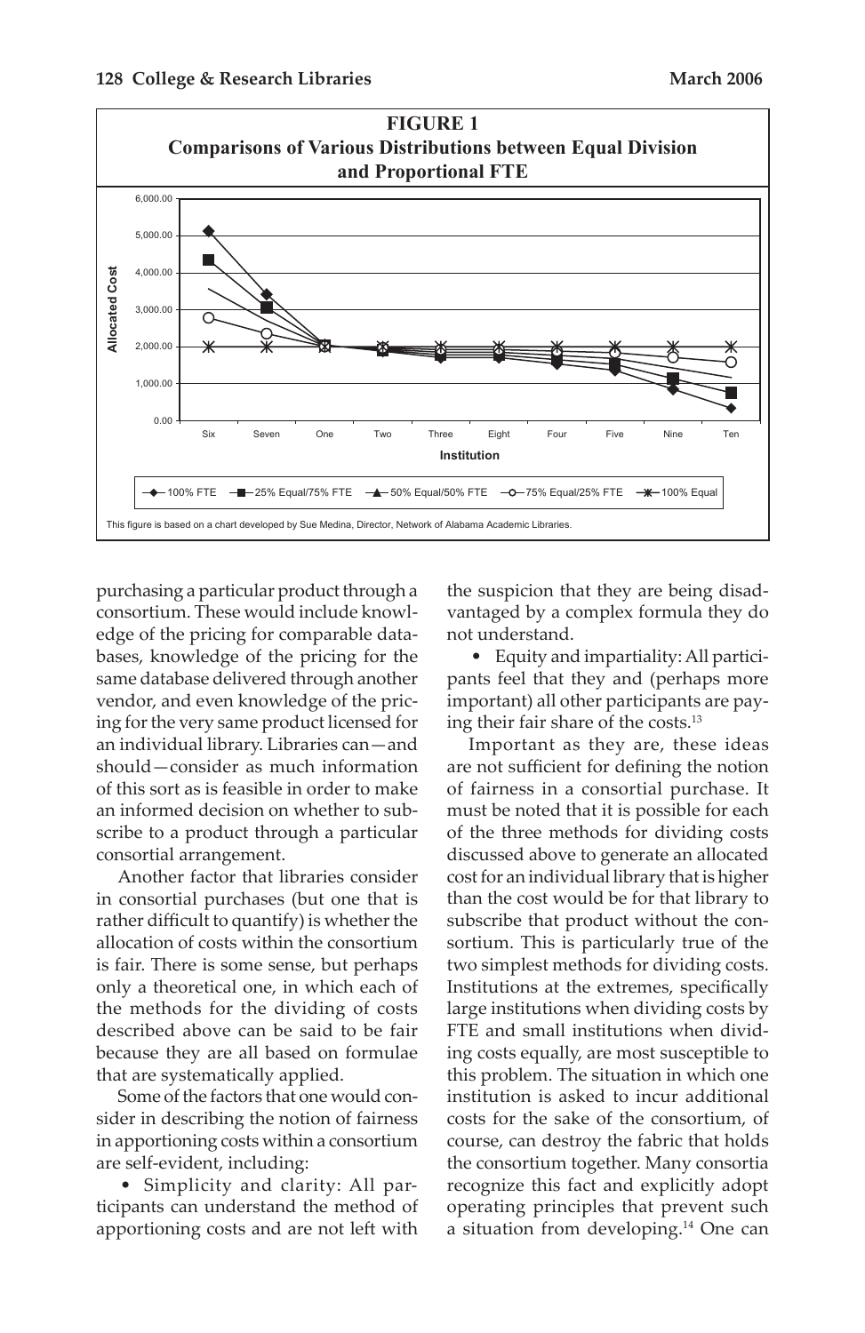**FIGURE 1**
**Comparisons of Various Distributions between Equal Division and Proportional FTE**

6,000.00
5,000.00
4,000.00
3,000.00
2,000.00
1,000.00
0.00

Allocated Cost

Six Seven One Two Three Eight Four Five Nine Ten

Institution

100% FTE — 25% Equal/75% FTE — 50% Equal/50% FTE — 75% Equal/25% FTE — 100% Equal

This figure is based on a chart developed by Sue Medina, Director, Network of Alabama Academic Libraries.

purchasing a particular product through a consortium. These would include knowledge of the pricing for comparable databases, knowledge of the pricing for the same database delivered through another vendor, and even knowledge of the pricing for the very same product licensed for an individual library. Libraries can—and should—consider as much information of this sort as is feasible in order to make an informed decision on whether to subscribe to a product through a particular consortial arrangement.

Another factor that libraries consider in consortial purchases (but one that is rather difficult to quantify) is whether the allocation of costs within the consortium is fair. There is some sense, but perhaps only a theoretical one, in which each of the methods for the dividing of costs described above can be said to be fair because they are all based on formulae that are systematically applied.

Some of the factors that one would consider in describing the notion of fairness in apportioning costs within a consortium are self-evident, including:

- Simplicity and clarity: All participants can understand the method of apportioning costs and are not left with the suspicion that they are being disadvantaged by a complex formula they do not understand.
- Equity and impartiality: All participants feel that they and (perhaps more important) all other participants are paying their fair share of the costs.[13]

Important as they are, these ideas are not sufficient for defining the notion of fairness in a consortial purchase. It must be noted that it is possible for each of the three methods for dividing costs discussed above to generate an allocated cost for an individual library that is higher than the cost would be for that library to subscribe that product without the consortium. This is particularly true of the two simplest methods for dividing costs. Institutions at the extremes, specifically large institutions when dividing costs by FTE and small institutions when dividing costs equally, are most susceptible to this problem. The situation in which one institution is asked to incur additional costs for the sake of the consortium, of course, can destroy the fabric that holds the consortium together. Many consortia recognize this fact and explicitly adopt operating principles that prevent such a situation from developing.[14] One can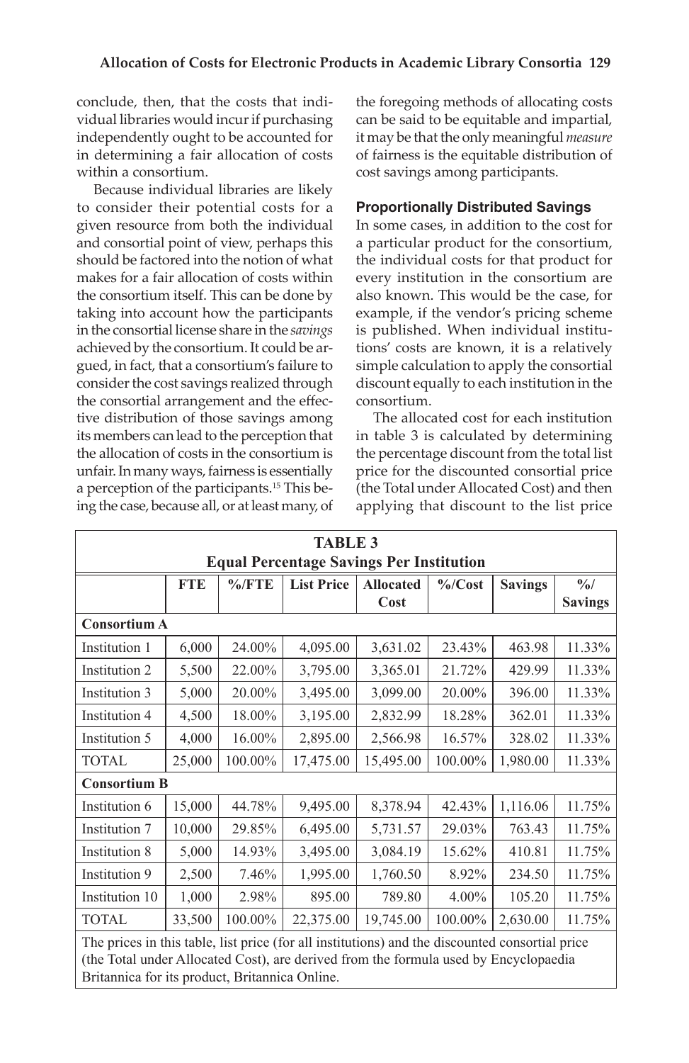conclude, then, that the costs that individual libraries would incur if purchasing independently ought to be accounted for in determining a fair allocation of costs within a consortium.

Because individual libraries are likely to consider their potential costs for a given resource from both the individual and consortial point of view, perhaps this should be factored into the notion of what makes for a fair allocation of costs within the consortium itself. This can be done by taking into account how the participants in the consortial license share in the *savings* achieved by the consortium. It could be argued, in fact, that a consortium's failure to consider the cost savings realized through the consortial arrangement and the effective distribution of those savings among its members can lead to the perception that the allocation of costs in the consortium is unfair. In many ways, fairness is essentially a perception of the participants.[15] This being the case, because all, or at least many, of the foregoing methods of allocating costs can be said to be equitable and impartial, it may be that the only meaningful *measure* of fairness is the equitable distribution of cost savings among participants.

### Proportionally Distributed Savings

In some cases, in addition to the cost for a particular product for the consortium, the individual costs for that product for every institution in the consortium are also known. This would be the case, for example, if the vendor's pricing scheme is published. When individual institutions' costs are known, it is a relatively simple calculation to apply the consortial discount equally to each institution in the consortium.

The allocated cost for each institution in table 3 is calculated by determining the percentage discount from the total list price for the discounted consortial price (the Total under Allocated Cost) and then applying that discount to the list price

**TABLE 3**
**Equal Percentage Savings Per Institution**

| | FTE | %/FTE | List Price | Allocated Cost | %/Cost | Savings | %/ Savings |
|---|---|---|---|---|---|---|---|
| **Consortium A** | | | | | | | |
| Institution 1 | 6,000 | 24.00% | 4,095.00 | 3,631.02 | 23.43% | 463.98 | 11.33% |
| Institution 2 | 5,500 | 22.00% | 3,795.00 | 3,365.01 | 21.72% | 429.99 | 11.33% |
| Institution 3 | 5,000 | 20.00% | 3,495.00 | 3,099.00 | 20.00% | 396.00 | 11.33% |
| Institution 4 | 4,500 | 18.00% | 3,195.00 | 2,832.99 | 18.28% | 362.01 | 11.33% |
| Institution 5 | 4,000 | 16.00% | 2,895.00 | 2,566.98 | 16.57% | 328.02 | 11.33% |
| TOTAL | 25,000 | 100.00% | 17,475.00 | 15,495.00 | 100.00% | 1,980.00 | 11.33% |
| **Consortium B** | | | | | | | |
| Institution 6 | 15,000 | 44.78% | 9,495.00 | 8,378.94 | 42.43% | 1,116.06 | 11.75% |
| Institution 7 | 10,000 | 29.85% | 6,495.00 | 5,731.57 | 29.03% | 763.43 | 11.75% |
| Institution 8 | 5,000 | 14.93% | 3,495.00 | 3,084.19 | 15.62% | 410.81 | 11.75% |
| Institution 9 | 2,500 | 7.46% | 1,995.00 | 1,760.50 | 8.92% | 234.50 | 11.75% |
| Institution 10 | 1,000 | 2.98% | 895.00 | 789.80 | 4.00% | 105.20 | 11.75% |
| TOTAL | 33,500 | 100.00% | 22,375.00 | 19,745.00 | 100.00% | 2,630.00 | 11.75% |

The prices in this table, list price (for all institutions) and the discounted consortial price (the Total under Allocated Cost), are derived from the formula used by Encyclopaedia Britannica for its product, Britannica Online.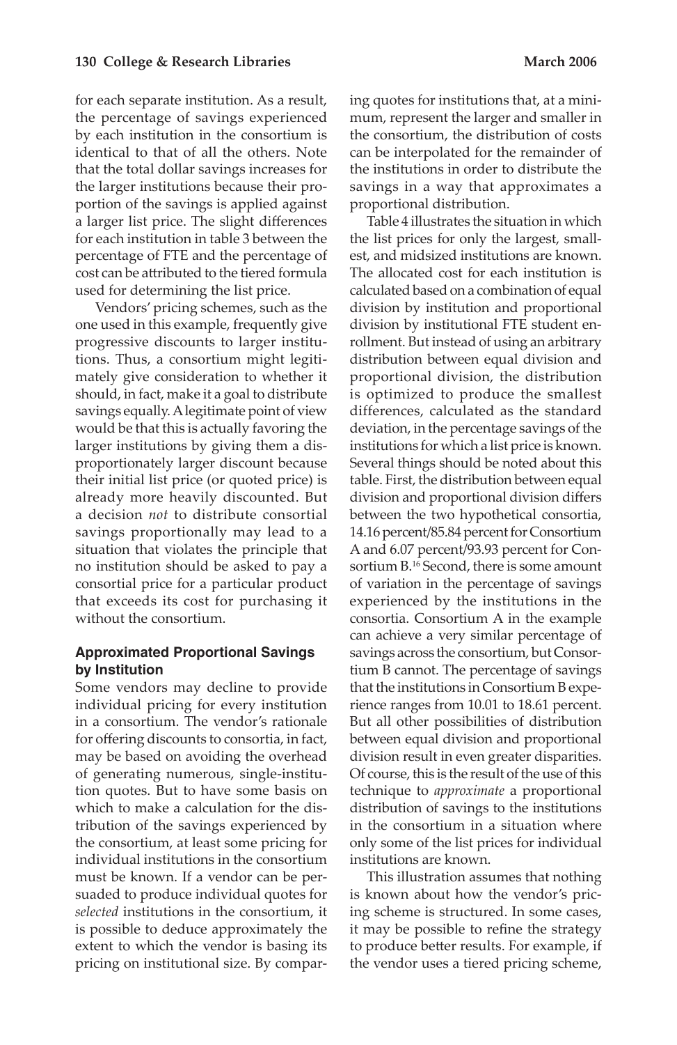for each separate institution. As a result, the percentage of savings experienced by each institution in the consortium is identical to that of all the others. Note that the total dollar savings increases for the larger institutions because their proportion of the savings is applied against a larger list price. The slight differences for each institution in table 3 between the percentage of FTE and the percentage of cost can be attributed to the tiered formula used for determining the list price.

Vendors' pricing schemes, such as the one used in this example, frequently give progressive discounts to larger institutions. Thus, a consortium might legitimately give consideration to whether it should, in fact, make it a goal to distribute savings equally. A legitimate point of view would be that this is actually favoring the larger institutions by giving them a disproportionately larger discount because their initial list price (or quoted price) is already more heavily discounted. But a decision *not* to distribute consortial savings proportionally may lead to a situation that violates the principle that no institution should be asked to pay a consortial price for a particular product that exceeds its cost for purchasing it without the consortium.

### Approximated Proportional Savings by Institution

Some vendors may decline to provide individual pricing for every institution in a consortium. The vendor's rationale for offering discounts to consortia, in fact, may be based on avoiding the overhead of generating numerous, single-institution quotes. But to have some basis on which to make a calculation for the distribution of the savings experienced by the consortium, at least some pricing for individual institutions in the consortium must be known. If a vendor can be persuaded to produce individual quotes for *selected* institutions in the consortium, it is possible to deduce approximately the extent to which the vendor is basing its pricing on institutional size. By comparing quotes for institutions that, at a minimum, represent the larger and smaller in the consortium, the distribution of costs can be interpolated for the remainder of the institutions in order to distribute the savings in a way that approximates a proportional distribution.

Table 4 illustrates the situation in which the list prices for only the largest, smallest, and midsized institutions are known. The allocated cost for each institution is calculated based on a combination of equal division by institution and proportional division by institutional FTE student enrollment. But instead of using an arbitrary distribution between equal division and proportional division, the distribution is optimized to produce the smallest differences, calculated as the standard deviation, in the percentage savings of the institutions for which a list price is known. Several things should be noted about this table. First, the distribution between equal division and proportional division differs between the two hypothetical consortia, 14.16 percent/85.84 percent for Consortium A and 6.07 percent/93.93 percent for Consortium B.[16] Second, there is some amount of variation in the percentage of savings experienced by the institutions in the consortia. Consortium A in the example can achieve a very similar percentage of savings across the consortium, but Consortium B cannot. The percentage of savings that the institutions in Consortium B experience ranges from 10.01 to 18.61 percent. But all other possibilities of distribution between equal division and proportional division result in even greater disparities. Of course, this is the result of the use of this technique to *approximate* a proportional distribution of savings to the institutions in the consortium in a situation where only some of the list prices for individual institutions are known.

This illustration assumes that nothing is known about how the vendor's pricing scheme is structured. In some cases, it may be possible to refine the strategy to produce better results. For example, if the vendor uses a tiered pricing scheme,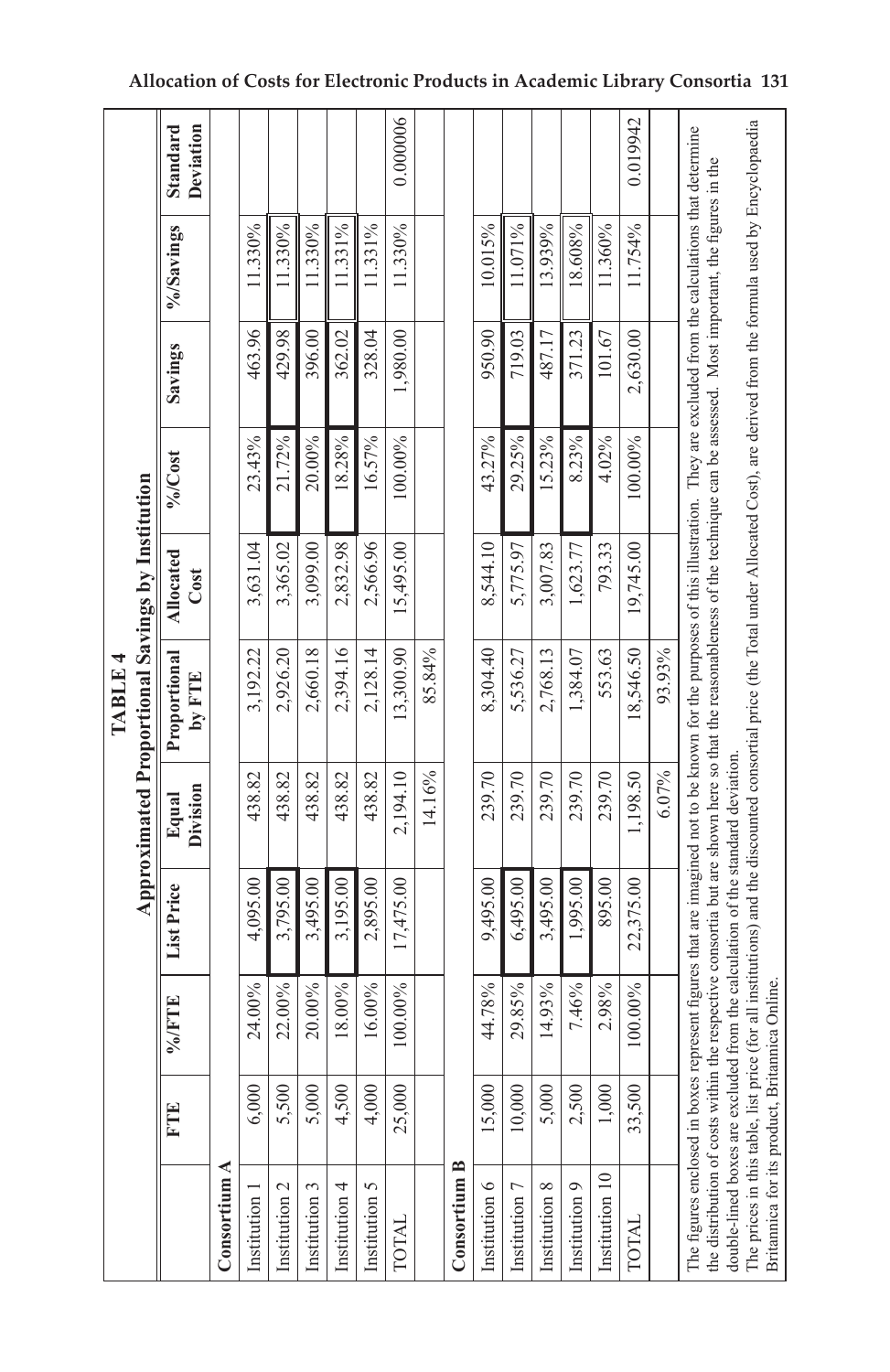**TABLE 4**

**Approximated Proportional Savings by Institution**

| | FTE | %/FTE | List Price | Equal Division | Proportional by FTE | Allocated Cost | %/Cost | Savings | %/Savings | Standard Deviation |
|---|---|---|---|---|---|---|---|---|---|---|
| **Consortium A** | | | | | | | | | | |
| Institution 1 | 6,000 | 24.00% | 4,095.00 | 438.82 | 3,192.22 | 3,631.04 | 23.43% | 463.96 | 11.330% | |
| Institution 2 | 5,500 | 22.00% | 3,795.00 | 438.82 | 2,926.20 | 3,365.02 | 21.72% | 429.98 | 11.330% | |
| Institution 3 | 5,000 | 20.00% | 3,495.00 | 438.82 | 2,660.18 | 3,099.00 | 20.00% | 396.00 | 11.330% | |
| Institution 4 | 4,500 | 18.00% | 3,195.00 | 438.82 | 2,394.16 | 2,832.98 | 18.28% | 362.02 | 11.331% | |
| Institution 5 | 4,000 | 16.00% | 2,895.00 | 438.82 | 2,128.14 | 2,566.96 | 16.57% | 328.04 | 11.331% | |
| TOTAL | 25,000 | 100.00% | 17,475.00 | 2,194.10 | 13,300.90 | 15,495.00 | 100.00% | 1,980.00 | 11.330% | 0.000006 |
| | | | | 14.16% | 85.84% | | | | | |
| **Consortium B** | | | | | | | | | | |
| Institution 6 | 15,000 | 44.78% | 9,495.00 | 239.70 | 8,304.40 | 8,544.10 | 43.27% | 950.90 | 10.015% | |
| Institution 7 | 10,000 | 29.85% | 6,495.00 | 239.70 | 5,536.27 | 5,775.97 | 29.25% | 719.03 | 11.071% | |
| Institution 8 | 5,000 | 14.93% | 3,495.00 | 239.70 | 2,768.13 | 3,007.83 | 15.23% | 487.17 | 13.939% | |
| Institution 9 | 2,500 | 7.46% | 1,995.00 | 239.70 | 1,384.07 | 1,623.77 | 8.23% | 371.23 | 18.608% | |
| Institution 10 | 1,000 | 2.98% | 895.00 | 239.70 | 553.63 | 793.33 | 4.02% | 101.67 | 11.360% | |
| TOTAL | 33,500 | 100.00% | 22,375.00 | 1,198.50 | 18,546.50 | 19,745.00 | 100.00% | 2,630.00 | 11.754% | 0.019942 |
| | | | | 6.07% | 93.93% | | | | | |

The figures enclosed in boxes represent figures that are imagined not to be known for the purposes of this illustration. They are excluded from the calculations that determine the distribution of costs within the respective consortia but are shown here so that the reasonableness of the technique can be assessed. Most important, the figures in the double-lined boxes are excluded from the calculation of the standard deviation.

The prices in this table, list price (for all institutions) and the discounted consortial price (the Total under Allocated Cost), are derived from the formula used by Encyclopaedia Britannica for its product, Britannica Online.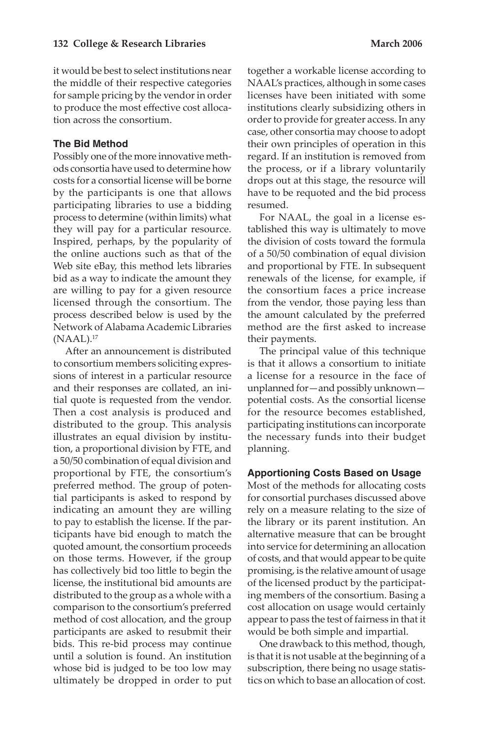it would be best to select institutions near the middle of their respective categories for sample pricing by the vendor in order to produce the most effective cost allocation across the consortium.

### The Bid Method

Possibly one of the more innovative methods consortia have used to determine how costs for a consortial license will be borne by the participants is one that allows participating libraries to use a bidding process to determine (within limits) what they will pay for a particular resource. Inspired, perhaps, by the popularity of the online auctions such as that of the Web site eBay, this method lets libraries bid as a way to indicate the amount they are willing to pay for a given resource licensed through the consortium. The process described below is used by the Network of Alabama Academic Libraries (NAAL).[17]

After an announcement is distributed to consortium members soliciting expressions of interest in a particular resource and their responses are collated, an initial quote is requested from the vendor. Then a cost analysis is produced and distributed to the group. This analysis illustrates an equal division by institution, a proportional division by FTE, and a 50/50 combination of equal division and proportional by FTE, the consortium's preferred method. The group of potential participants is asked to respond by indicating an amount they are willing to pay to establish the license. If the participants have bid enough to match the quoted amount, the consortium proceeds on those terms. However, if the group has collectively bid too little to begin the license, the institutional bid amounts are distributed to the group as a whole with a comparison to the consortium's preferred method of cost allocation, and the group participants are asked to resubmit their bids. This re-bid process may continue until a solution is found. An institution whose bid is judged to be too low may ultimately be dropped in order to put together a workable license according to NAAL's practices, although in some cases licenses have been initiated with some institutions clearly subsidizing others in order to provide for greater access. In any case, other consortia may choose to adopt their own principles of operation in this regard. If an institution is removed from the process, or if a library voluntarily drops out at this stage, the resource will have to be requoted and the bid process resumed.

For NAAL, the goal in a license established this way is ultimately to move the division of costs toward the formula of a 50/50 combination of equal division and proportional by FTE. In subsequent renewals of the license, for example, if the consortium faces a price increase from the vendor, those paying less than the amount calculated by the preferred method are the first asked to increase their payments.

The principal value of this technique is that it allows a consortium to initiate a license for a resource in the face of unplanned for—and possibly unknown—potential costs. As the consortial license for the resource becomes established, participating institutions can incorporate the necessary funds into their budget planning.

### Apportioning Costs Based on Usage

Most of the methods for allocating costs for consortial purchases discussed above rely on a measure relating to the size of the library or its parent institution. An alternative measure that can be brought into service for determining an allocation of costs, and that would appear to be quite promising, is the relative amount of usage of the licensed product by the participating members of the consortium. Basing a cost allocation on usage would certainly appear to pass the test of fairness in that it would be both simple and impartial.

One drawback to this method, though, is that it is not usable at the beginning of a subscription, there being no usage statistics on which to base an allocation of cost.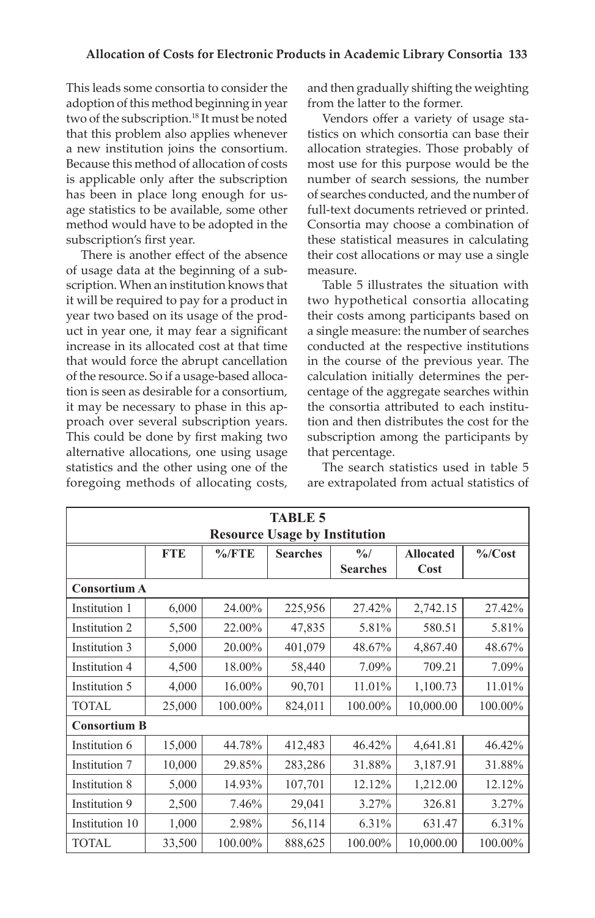This leads some consortia to consider the adoption of this method beginning in year two of the subscription.[18] It must be noted that this problem also applies whenever a new institution joins the consortium. Because this method of allocation of costs is applicable only after the subscription has been in place long enough for usage statistics to be available, some other method would have to be adopted in the subscription's first year.

There is another effect of the absence of usage data at the beginning of a subscription. When an institution knows that it will be required to pay for a product in year two based on its usage of the product in year one, it may fear a significant increase in its allocated cost at that time that would force the abrupt cancellation of the resource. So if a usage-based allocation is seen as desirable for a consortium, it may be necessary to phase in this approach over several subscription years. This could be done by first making two alternative allocations, one using usage statistics and the other using one of the foregoing methods of allocating costs, and then gradually shifting the weighting from the latter to the former.

Vendors offer a variety of usage statistics on which consortia can base their allocation strategies. Those probably of most use for this purpose would be the number of search sessions, the number of searches conducted, and the number of full-text documents retrieved or printed. Consortia may choose a combination of these statistical measures in calculating their cost allocations or may use a single measure.

Table 5 illustrates the situation with two hypothetical consortia allocating their costs among participants based on a single measure: the number of searches conducted at the respective institutions in the course of the previous year. The calculation initially determines the percentage of the aggregate searches within the consortia attributed to each institution and then distributes the cost for the subscription among the participants by that percentage.

The search statistics used in table 5 are extrapolated from actual statistics of

**TABLE 5**
**Resource Usage by Institution**

| | FTE | %/FTE | Searches | %/ Searches | Allocated Cost | %/Cost |
|---|---|---|---|---|---|---|
| **Consortium A** | | | | | | |
| Institution 1 | 6,000 | 24.00% | 225,956 | 27.42% | 2,742.15 | 27.42% |
| Institution 2 | 5,500 | 22.00% | 47,835 | 5.81% | 580.51 | 5.81% |
| Institution 3 | 5,000 | 20.00% | 401,079 | 48.67% | 4,867.40 | 48.67% |
| Institution 4 | 4,500 | 18.00% | 58,440 | 7.09% | 709.21 | 7.09% |
| Institution 5 | 4,000 | 16.00% | 90,701 | 11.01% | 1,100.73 | 11.01% |
| TOTAL | 25,000 | 100.00% | 824,011 | 100.00% | 10,000.00 | 100.00% |
| **Consortium B** | | | | | | |
| Institution 6 | 15,000 | 44.78% | 412,483 | 46.42% | 4,641.81 | 46.42% |
| Institution 7 | 10,000 | 29.85% | 283,286 | 31.88% | 3,187.91 | 31.88% |
| Institution 8 | 5,000 | 14.93% | 107,701 | 12.12% | 1,212.00 | 12.12% |
| Institution 9 | 2,500 | 7.46% | 29,041 | 3.27% | 326.81 | 3.27% |
| Institution 10 | 1,000 | 2.98% | 56,114 | 6.31% | 631.47 | 6.31% |
| TOTAL | 33,500 | 100.00% | 888,625 | 100.00% | 10,000.00 | 100.00% |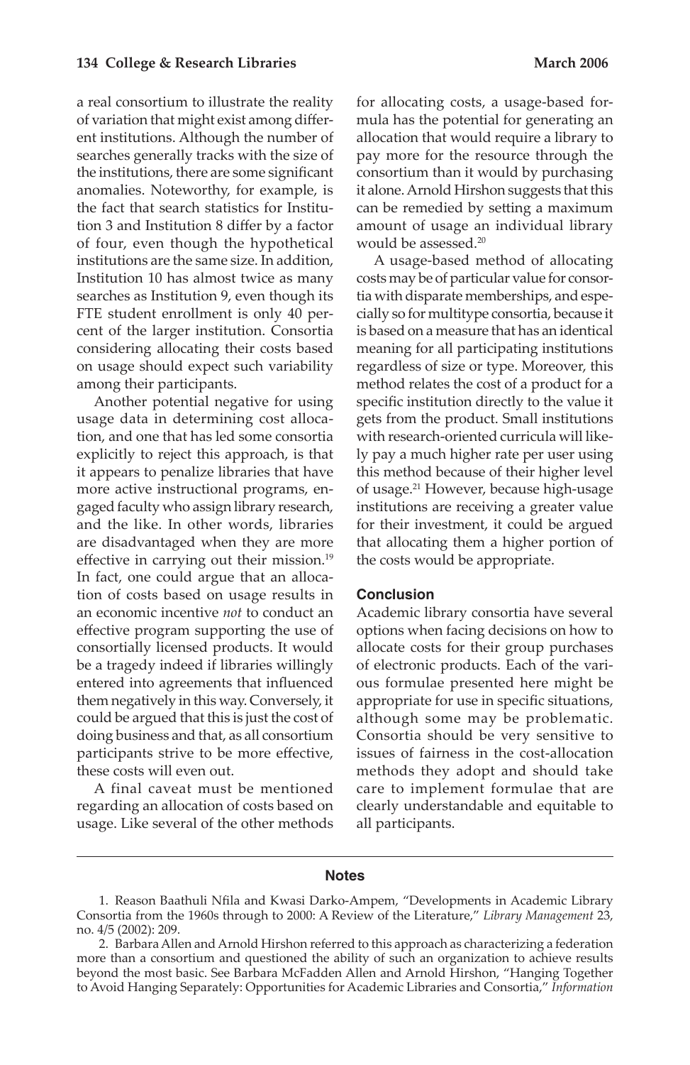a real consortium to illustrate the reality of variation that might exist among different institutions. Although the number of searches generally tracks with the size of the institutions, there are some significant anomalies. Noteworthy, for example, is the fact that search statistics for Institution 3 and Institution 8 differ by a factor of four, even though the hypothetical institutions are the same size. In addition, Institution 10 has almost twice as many searches as Institution 9, even though its FTE student enrollment is only 40 percent of the larger institution. Consortia considering allocating their costs based on usage should expect such variability among their participants.

Another potential negative for using usage data in determining cost allocation, and one that has led some consortia explicitly to reject this approach, is that it appears to penalize libraries that have more active instructional programs, engaged faculty who assign library research, and the like. In other words, libraries are disadvantaged when they are more effective in carrying out their mission.[19] In fact, one could argue that an allocation of costs based on usage results in an economic incentive *not* to conduct an effective program supporting the use of consortially licensed products. It would be a tragedy indeed if libraries willingly entered into agreements that influenced them negatively in this way. Conversely, it could be argued that this is just the cost of doing business and that, as all consortium participants strive to be more effective, these costs will even out.

A final caveat must be mentioned regarding an allocation of costs based on usage. Like several of the other methods for allocating costs, a usage-based formula has the potential for generating an allocation that would require a library to pay more for the resource through the consortium than it would by purchasing it alone. Arnold Hirshon suggests that this can be remedied by setting a maximum amount of usage an individual library would be assessed.[20]

A usage-based method of allocating costs may be of particular value for consortia with disparate memberships, and especially so for multitype consortia, because it is based on a measure that has an identical meaning for all participating institutions regardless of size or type. Moreover, this method relates the cost of a product for a specific institution directly to the value it gets from the product. Small institutions with research-oriented curricula will likely pay a much higher rate per user using this method because of their higher level of usage.[21] However, because high-usage institutions are receiving a greater value for their investment, it could be argued that allocating them a higher portion of the costs would be appropriate.

## Conclusion

Academic library consortia have several options when facing decisions on how to allocate costs for their group purchases of electronic products. Each of the various formulae presented here might be appropriate for use in specific situations, although some may be problematic. Consortia should be very sensitive to issues of fairness in the cost-allocation methods they adopt and should take care to implement formulae that are clearly understandable and equitable to all participants.

## Notes

1. Reason Baathuli Nfila and Kwasi Darko-Ampem, "Developments in Academic Library Consortia from the 1960s through to 2000: A Review of the Literature," *Library Management* 23, no. 4/5 (2002): 209.

2. Barbara Allen and Arnold Hirshon referred to this approach as characterizing a federation more than a consortium and questioned the ability of such an organization to achieve results beyond the most basic. See Barbara McFadden Allen and Arnold Hirshon, "Hanging Together to Avoid Hanging Separately: Opportunities for Academic Libraries and Consortia," *Information*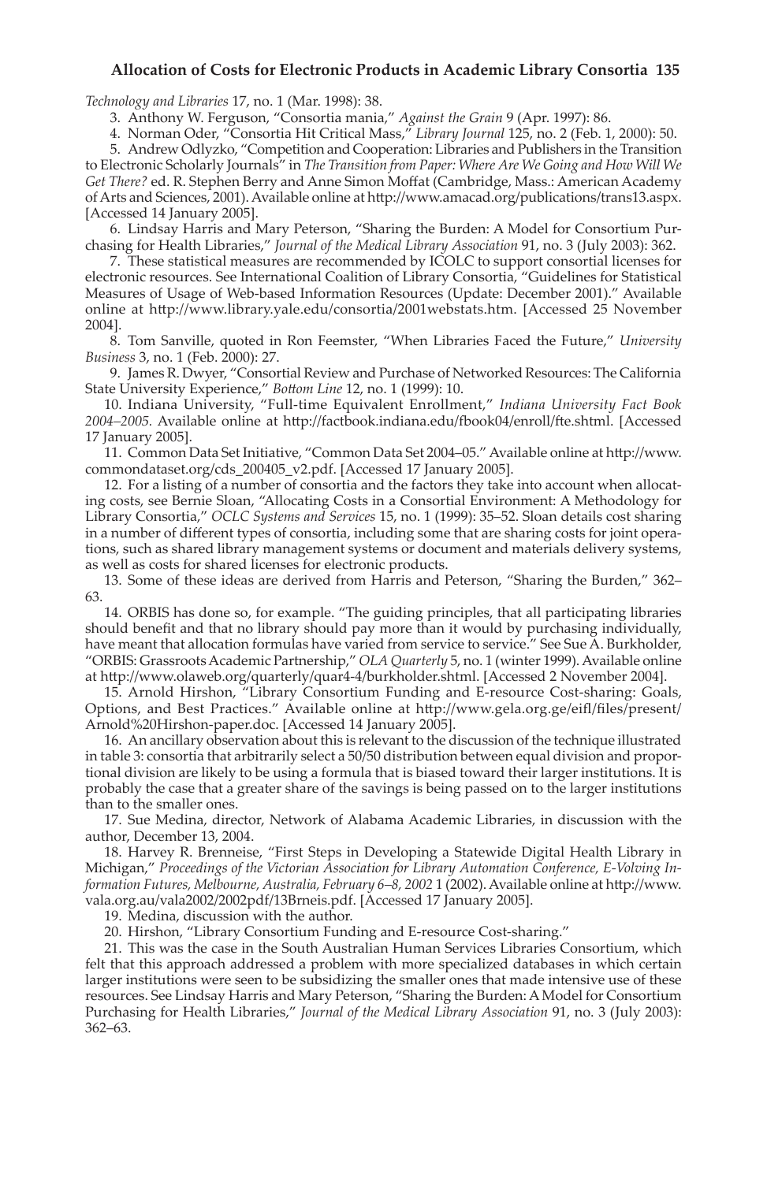*Technology and Libraries* 17, no. 1 (Mar. 1998): 38.

3. Anthony W. Ferguson, "Consortia mania," *Against the Grain* 9 (Apr. 1997): 86.

4. Norman Oder, "Consortia Hit Critical Mass," *Library Journal* 125, no. 2 (Feb. 1, 2000): 50.

5. Andrew Odlyzko, "Competition and Cooperation: Libraries and Publishers in the Transition to Electronic Scholarly Journals" in *The Transition from Paper: Where Are We Going and How Will We Get There?* ed. R. Stephen Berry and Anne Simon Moffat (Cambridge, Mass.: American Academy of Arts and Sciences, 2001). Available online at http://www.amacad.org/publications/trans13.aspx. [Accessed 14 January 2005].

6. Lindsay Harris and Mary Peterson, "Sharing the Burden: A Model for Consortium Purchasing for Health Libraries," *Journal of the Medical Library Association* 91, no. 3 (July 2003): 362.

7. These statistical measures are recommended by ICOLC to support consortial licenses for electronic resources. See International Coalition of Library Consortia, "Guidelines for Statistical Measures of Usage of Web-based Information Resources (Update: December 2001)." Available online at http://www.library.yale.edu/consortia/2001webstats.htm. [Accessed 25 November 2004].

8. Tom Sanville, quoted in Ron Feemster, "When Libraries Faced the Future," *University Business* 3, no. 1 (Feb. 2000): 27.

9. James R. Dwyer, "Consortial Review and Purchase of Networked Resources: The California State University Experience," *Bottom Line* 12, no. 1 (1999): 10.

10. Indiana University, "Full-time Equivalent Enrollment," *Indiana University Fact Book 2004–2005.* Available online at http://factbook.indiana.edu/fbook04/enroll/fte.shtml. [Accessed 17 January 2005].

11. Common Data Set Initiative, "Common Data Set 2004–05." Available online at http://www.commondataset.org/cds_200405_v2.pdf. [Accessed 17 January 2005].

12. For a listing of a number of consortia and the factors they take into account when allocating costs, see Bernie Sloan, "Allocating Costs in a Consortial Environment: A Methodology for Library Consortia," *OCLC Systems and Services* 15, no. 1 (1999): 35–52. Sloan details cost sharing in a number of different types of consortia, including some that are sharing costs for joint operations, such as shared library management systems or document and materials delivery systems, as well as costs for shared licenses for electronic products.

13. Some of these ideas are derived from Harris and Peterson, "Sharing the Burden," 362–63.

14. ORBIS has done so, for example. "The guiding principles, that all participating libraries should benefit and that no library should pay more than it would by purchasing individually, have meant that allocation formulas have varied from service to service." See Sue A. Burkholder, "ORBIS: Grassroots Academic Partnership," *OLA Quarterly* 5, no. 1 (winter 1999). Available online at http://www.olaweb.org/quarterly/quar4-4/burkholder.shtml. [Accessed 2 November 2004].

15. Arnold Hirshon, "Library Consortium Funding and E-resource Cost-sharing: Goals, Options, and Best Practices." Available online at http://www.gela.org.ge/eifl/files/present/Arnold%20Hirshon-paper.doc. [Accessed 14 January 2005].

16. An ancillary observation about this is relevant to the discussion of the technique illustrated in table 3: consortia that arbitrarily select a 50/50 distribution between equal division and proportional division are likely to be using a formula that is biased toward their larger institutions. It is probably the case that a greater share of the savings is being passed on to the larger institutions than to the smaller ones.

17. Sue Medina, director, Network of Alabama Academic Libraries, in discussion with the author, December 13, 2004.

18. Harvey R. Brenneise, "First Steps in Developing a Statewide Digital Health Library in Michigan," *Proceedings of the Victorian Association for Library Automation Conference, E-Volving Information Futures, Melbourne, Australia, February 6–8, 2002* 1 (2002). Available online at http://www.vala.org.au/vala2002/2002pdf/13Brneis.pdf. [Accessed 17 January 2005].

19. Medina, discussion with the author.

20. Hirshon, "Library Consortium Funding and E-resource Cost-sharing."

21. This was the case in the South Australian Human Services Libraries Consortium, which felt that this approach addressed a problem with more specialized databases in which certain larger institutions were seen to be subsidizing the smaller ones that made intensive use of these resources. See Lindsay Harris and Mary Peterson, "Sharing the Burden: A Model for Consortium Purchasing for Health Libraries," *Journal of the Medical Library Association* 91, no. 3 (July 2003): 362–63.